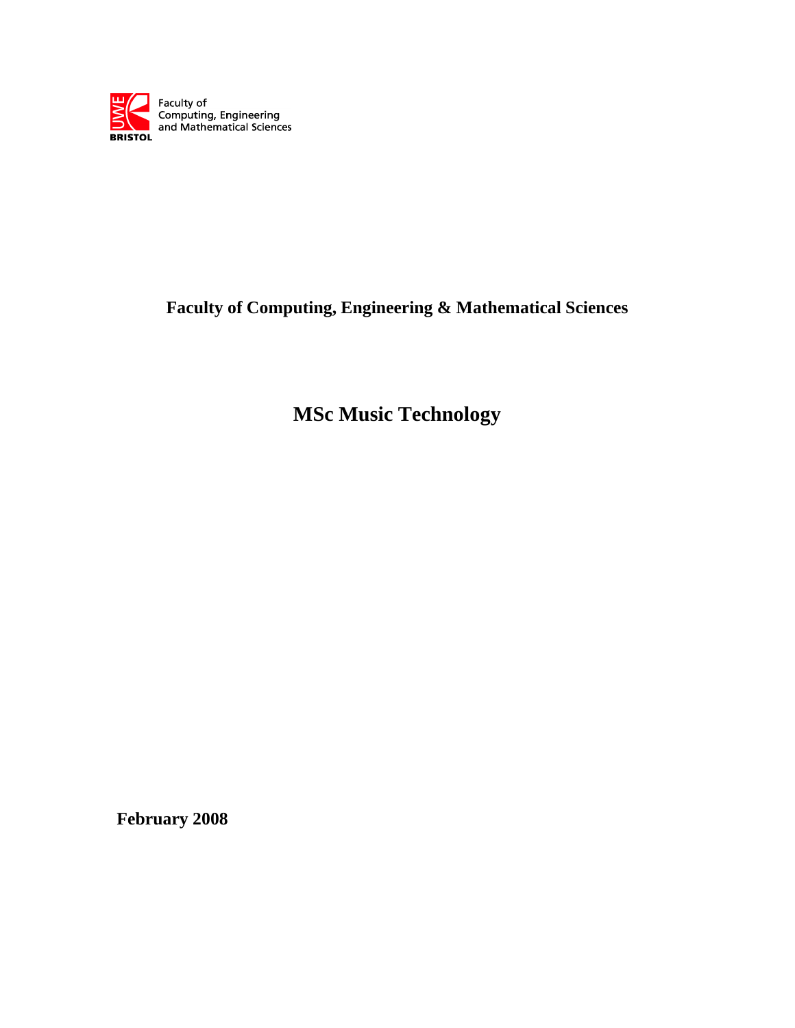Faculty of
Computing, Engineering
and Mathematical Sciences

UWE BRISTOL

**Faculty of Computing, Engineering & Mathematical Sciences**

# MSc Music Technology

**February 2008**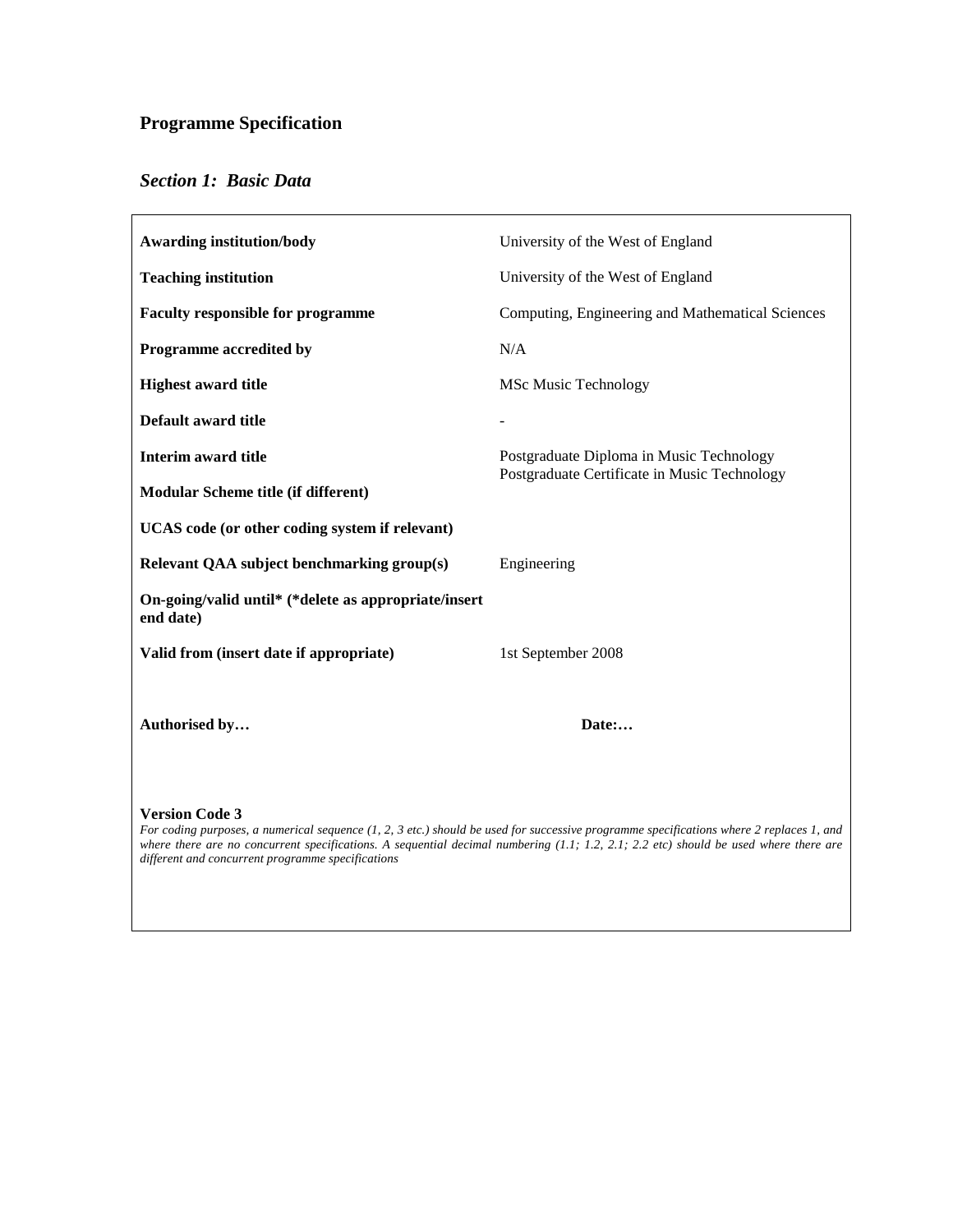# Programme Specification

## *Section 1: Basic Data*

| | |
|---|---|
| **Awarding institution/body** | University of the West of England |
| **Teaching institution** | University of the West of England |
| **Faculty responsible for programme** | Computing, Engineering and Mathematical Sciences |
| **Programme accredited by** | N/A |
| **Highest award title** | MSc Music Technology |
| **Default award title** | - |
| **Interim award title** | Postgraduate Diploma in Music Technology<br>Postgraduate Certificate in Music Technology |
| **Modular Scheme title (if different)** | |
| **UCAS code (or other coding system if relevant)** | |
| **Relevant QAA subject benchmarking group(s)** | Engineering |
| **On-going/valid until* (*delete as appropriate/insert end date)** | |
| **Valid from (insert date if appropriate)** | 1st September 2008 |

**Authorised by…** **Date:…**

**Version Code 3**

*For coding purposes, a numerical sequence (1, 2, 3 etc.) should be used for successive programme specifications where 2 replaces 1, and where there are no concurrent specifications. A sequential decimal numbering (1.1; 1.2, 2.1; 2.2 etc) should be used where there are different and concurrent programme specifications*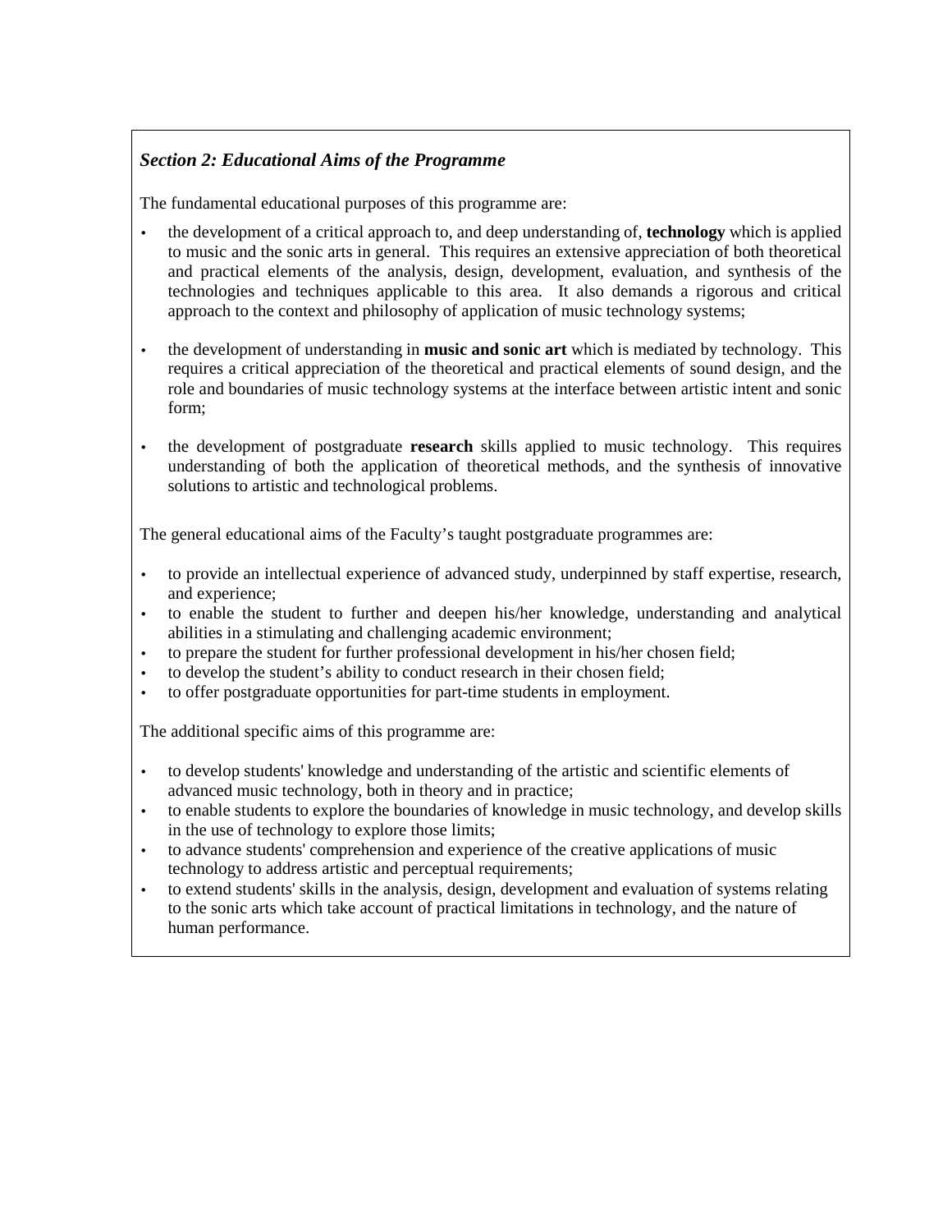### *Section 2: Educational Aims of the Programme*

The fundamental educational purposes of this programme are:

- the development of a critical approach to, and deep understanding of, **technology** which is applied to music and the sonic arts in general. This requires an extensive appreciation of both theoretical and practical elements of the analysis, design, development, evaluation, and synthesis of the technologies and techniques applicable to this area. It also demands a rigorous and critical approach to the context and philosophy of application of music technology systems;

- the development of understanding in **music and sonic art** which is mediated by technology. This requires a critical appreciation of the theoretical and practical elements of sound design, and the role and boundaries of music technology systems at the interface between artistic intent and sonic form;

- the development of postgraduate **research** skills applied to music technology. This requires understanding of both the application of theoretical methods, and the synthesis of innovative solutions to artistic and technological problems.

The general educational aims of the Faculty's taught postgraduate programmes are:

- to provide an intellectual experience of advanced study, underpinned by staff expertise, research, and experience;
- to enable the student to further and deepen his/her knowledge, understanding and analytical abilities in a stimulating and challenging academic environment;
- to prepare the student for further professional development in his/her chosen field;
- to develop the student's ability to conduct research in their chosen field;
- to offer postgraduate opportunities for part-time students in employment.

The additional specific aims of this programme are:

- to develop students' knowledge and understanding of the artistic and scientific elements of advanced music technology, both in theory and in practice;
- to enable students to explore the boundaries of knowledge in music technology, and develop skills in the use of technology to explore those limits;
- to advance students' comprehension and experience of the creative applications of music technology to address artistic and perceptual requirements;
- to extend students' skills in the analysis, design, development and evaluation of systems relating to the sonic arts which take account of practical limitations in technology, and the nature of human performance.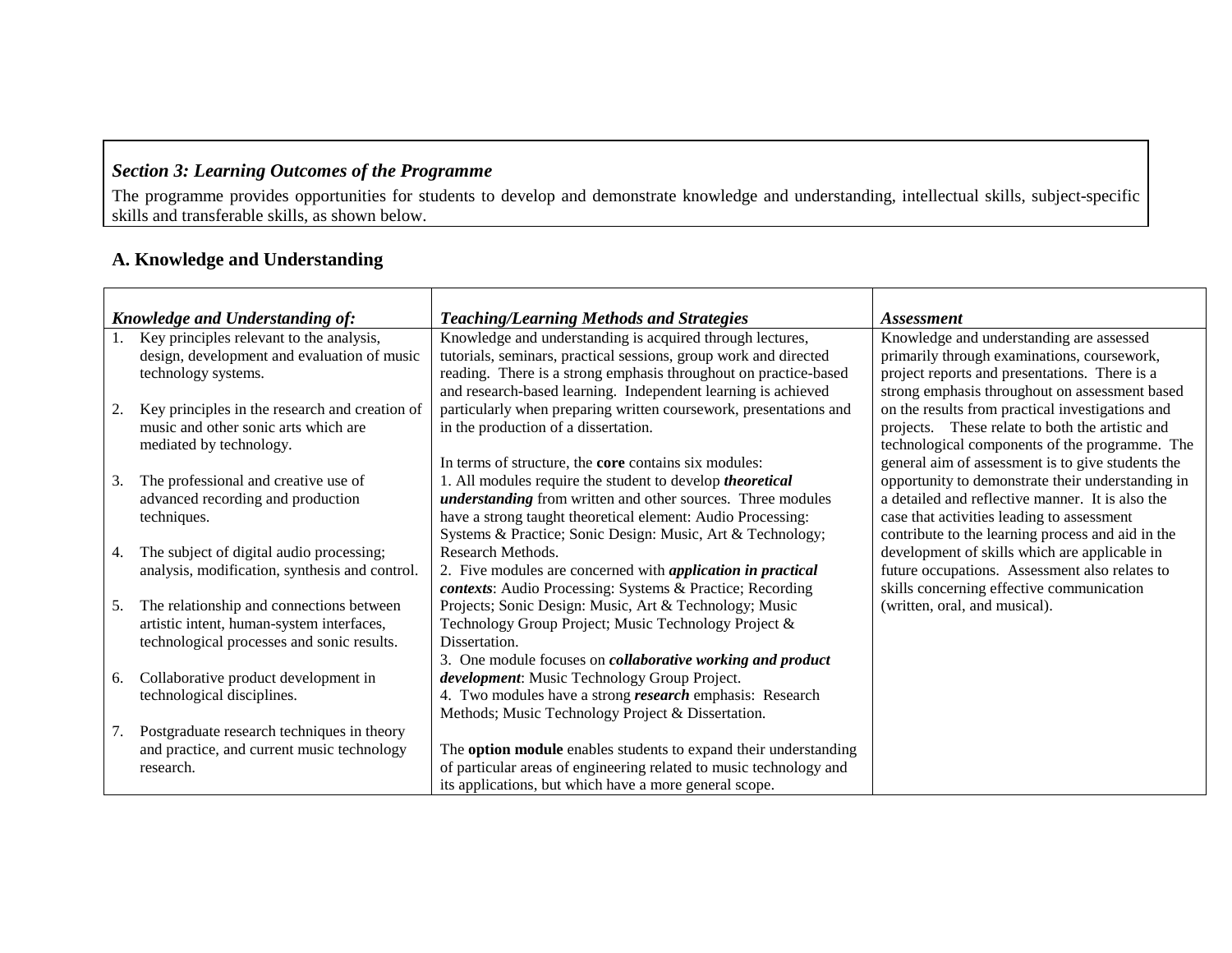### *Section 3: Learning Outcomes of the Programme*

The programme provides opportunities for students to develop and demonstrate knowledge and understanding, intellectual skills, subject-specific skills and transferable skills, as shown below.

## A. Knowledge and Understanding

| ***Knowledge and Understanding of:*** | ***Teaching/Learning Methods and Strategies*** | ***Assessment*** |
|---|---|---|
| 1. Key principles relevant to the analysis, design, development and evaluation of music technology systems.<br><br>2. Key principles in the research and creation of music and other sonic arts which are mediated by technology.<br><br>3. The professional and creative use of advanced recording and production techniques.<br><br>4. The subject of digital audio processing; analysis, modification, synthesis and control.<br><br>5. The relationship and connections between artistic intent, human-system interfaces, technological processes and sonic results.<br><br>6. Collaborative product development in technological disciplines.<br><br>7. Postgraduate research techniques in theory and practice, and current music technology research. | Knowledge and understanding is acquired through lectures, tutorials, seminars, practical sessions, group work and directed reading. There is a strong emphasis throughout on practice-based and research-based learning. Independent learning is achieved particularly when preparing written coursework, presentations and in the production of a dissertation.<br><br>In terms of structure, the **core** contains six modules:<br>1. All modules require the student to develop ***theoretical understanding*** from written and other sources. Three modules have a strong taught theoretical element: Audio Processing: Systems & Practice; Sonic Design: Music, Art & Technology; Research Methods.<br>2. Five modules are concerned with ***application in practical contexts***: Audio Processing: Systems & Practice; Recording Projects; Sonic Design: Music, Art & Technology; Music Technology Group Project; Music Technology Project & Dissertation.<br>3. One module focuses on ***collaborative working and product development***: Music Technology Group Project.<br>4. Two modules have a strong ***research*** emphasis: Research Methods; Music Technology Project & Dissertation.<br><br>The **option module** enables students to expand their understanding of particular areas of engineering related to music technology and its applications, but which have a more general scope. | Knowledge and understanding are assessed primarily through examinations, coursework, project reports and presentations. There is a strong emphasis throughout on assessment based on the results from practical investigations and projects. These relate to both the artistic and technological components of the programme. The general aim of assessment is to give students the opportunity to demonstrate their understanding in a detailed and reflective manner. It is also the case that activities leading to assessment contribute to the learning process and aid in the development of skills which are applicable in future occupations. Assessment also relates to skills concerning effective communication (written, oral, and musical). |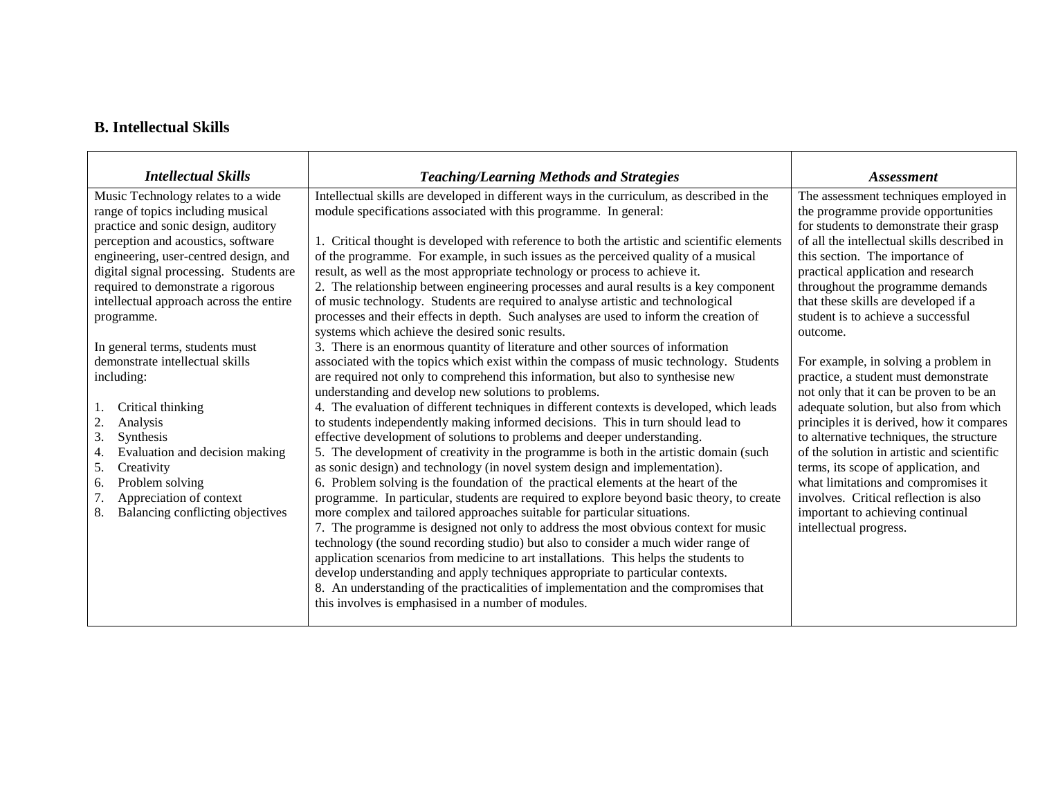## B. Intellectual Skills

| *Intellectual Skills* | *Teaching/Learning Methods and Strategies* | *Assessment* |
|---|---|---|
| Music Technology relates to a wide range of topics including musical practice and sonic design, auditory perception and acoustics, software engineering, user-centred design, and digital signal processing. Students are required to demonstrate a rigorous intellectual approach across the entire programme.<br><br>In general terms, students must demonstrate intellectual skills including:<br><br>1. Critical thinking<br>2. Analysis<br>3. Synthesis<br>4. Evaluation and decision making<br>5. Creativity<br>6. Problem solving<br>7. Appreciation of context<br>8. Balancing conflicting objectives | Intellectual skills are developed in different ways in the curriculum, as described in the module specifications associated with this programme. In general:<br><br>1. Critical thought is developed with reference to both the artistic and scientific elements of the programme. For example, in such issues as the perceived quality of a musical result, as well as the most appropriate technology or process to achieve it.<br>2. The relationship between engineering processes and aural results is a key component of music technology. Students are required to analyse artistic and technological processes and their effects in depth. Such analyses are used to inform the creation of systems which achieve the desired sonic results.<br>3. There is an enormous quantity of literature and other sources of information associated with the topics which exist within the compass of music technology. Students are required not only to comprehend this information, but also to synthesise new understanding and develop new solutions to problems.<br>4. The evaluation of different techniques in different contexts is developed, which leads to students independently making informed decisions. This in turn should lead to effective development of solutions to problems and deeper understanding.<br>5. The development of creativity in the programme is both in the artistic domain (such as sonic design) and technology (in novel system design and implementation).<br>6. Problem solving is the foundation of the practical elements at the heart of the programme. In particular, students are required to explore beyond basic theory, to create more complex and tailored approaches suitable for particular situations.<br>7. The programme is designed not only to address the most obvious context for music technology (the sound recording studio) but also to consider a much wider range of application scenarios from medicine to art installations. This helps the students to develop understanding and apply techniques appropriate to particular contexts.<br>8. An understanding of the practicalities of implementation and the compromises that this involves is emphasised in a number of modules. | The assessment techniques employed in the programme provide opportunities for students to demonstrate their grasp of all the intellectual skills described in this section. The importance of practical application and research throughout the programme demands that these skills are developed if a student is to achieve a successful outcome.<br><br>For example, in solving a problem in practice, a student must demonstrate not only that it can be proven to be an adequate solution, but also from which principles it is derived, how it compares to alternative techniques, the structure of the solution in artistic and scientific terms, its scope of application, and what limitations and compromises it involves. Critical reflection is also important to achieving continual intellectual progress. |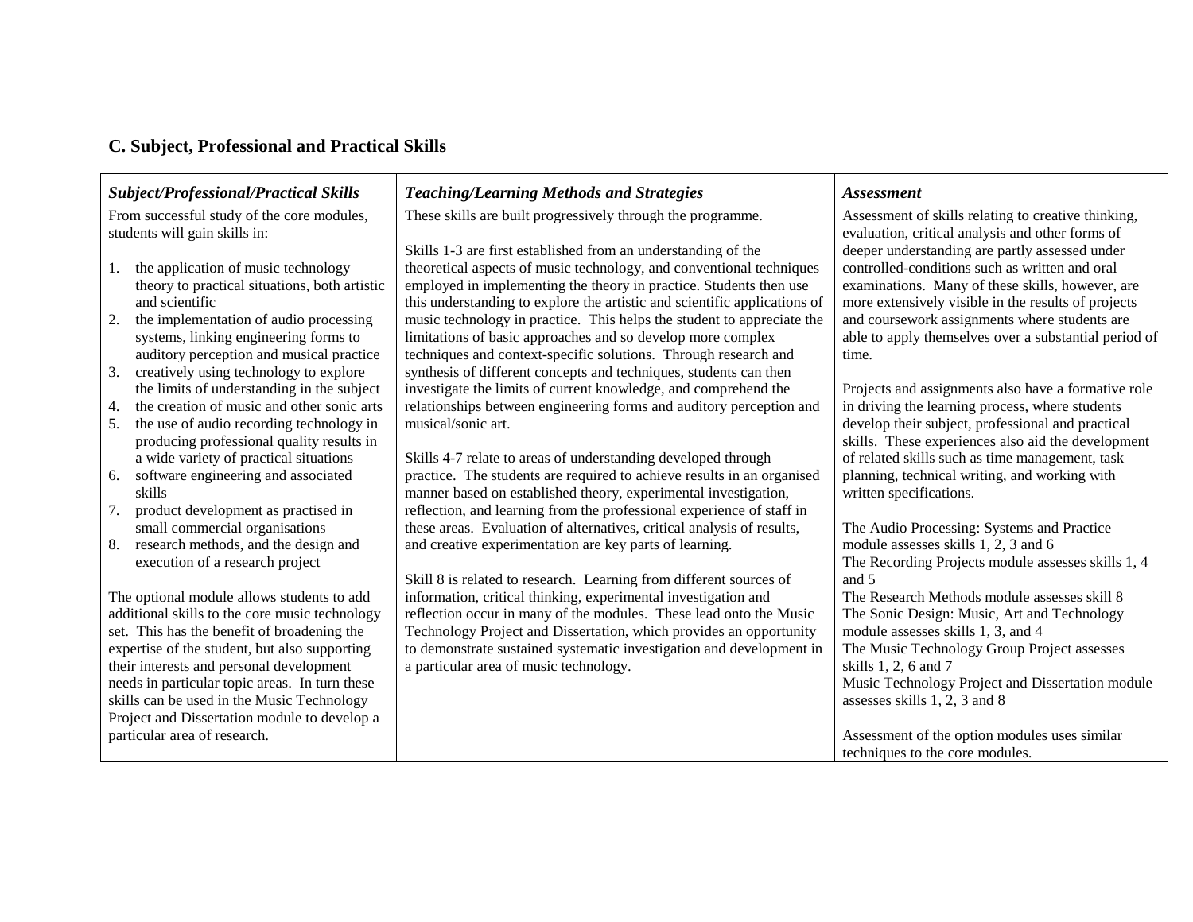### C. Subject, Professional and Practical Skills

| *Subject/Professional/Practical Skills* | *Teaching/Learning Methods and Strategies* | *Assessment* |
|---|---|---|
| From successful study of the core modules, students will gain skills in:<br><br>1. the application of music technology theory to practical situations, both artistic and scientific<br>2. the implementation of audio processing systems, linking engineering forms to auditory perception and musical practice<br>3. creatively using technology to explore the limits of understanding in the subject<br>4. the creation of music and other sonic arts<br>5. the use of audio recording technology in producing professional quality results in a wide variety of practical situations<br>6. software engineering and associated skills<br>7. product development as practised in small commercial organisations<br>8. research methods, and the design and execution of a research project<br><br>The optional module allows students to add additional skills to the core music technology set. This has the benefit of broadening the expertise of the student, but also supporting their interests and personal development needs in particular topic areas. In turn these skills can be used in the Music Technology Project and Dissertation module to develop a particular area of research. | These skills are built progressively through the programme.<br><br>Skills 1-3 are first established from an understanding of the theoretical aspects of music technology, and conventional techniques employed in implementing the theory in practice. Students then use this understanding to explore the artistic and scientific applications of music technology in practice. This helps the student to appreciate the limitations of basic approaches and so develop more complex techniques and context-specific solutions. Through research and synthesis of different concepts and techniques, students can then investigate the limits of current knowledge, and comprehend the relationships between engineering forms and auditory perception and musical/sonic art.<br><br>Skills 4-7 relate to areas of understanding developed through practice. The students are required to achieve results in an organised manner based on established theory, experimental investigation, reflection, and learning from the professional experience of staff in these areas. Evaluation of alternatives, critical analysis of results, and creative experimentation are key parts of learning.<br><br>Skill 8 is related to research. Learning from different sources of information, critical thinking, experimental investigation and reflection occur in many of the modules. These lead onto the Music Technology Project and Dissertation, which provides an opportunity to demonstrate sustained systematic investigation and development in a particular area of music technology. | Assessment of skills relating to creative thinking, evaluation, critical analysis and other forms of deeper understanding are partly assessed under controlled-conditions such as written and oral examinations. Many of these skills, however, are more extensively visible in the results of projects and coursework assignments where students are able to apply themselves over a substantial period of time.<br><br>Projects and assignments also have a formative role in driving the learning process, where students develop their subject, professional and practical skills. These experiences also aid the development of related skills such as time management, task planning, technical writing, and working with written specifications.<br><br>The Audio Processing: Systems and Practice module assesses skills 1, 2, 3 and 6<br>The Recording Projects module assesses skills 1, 4 and 5<br>The Research Methods module assesses skill 8<br>The Sonic Design: Music, Art and Technology module assesses skills 1, 3, and 4<br>The Music Technology Group Project assesses skills 1, 2, 6 and 7<br>Music Technology Project and Dissertation module assesses skills 1, 2, 3 and 8<br><br>Assessment of the option modules uses similar techniques to the core modules. |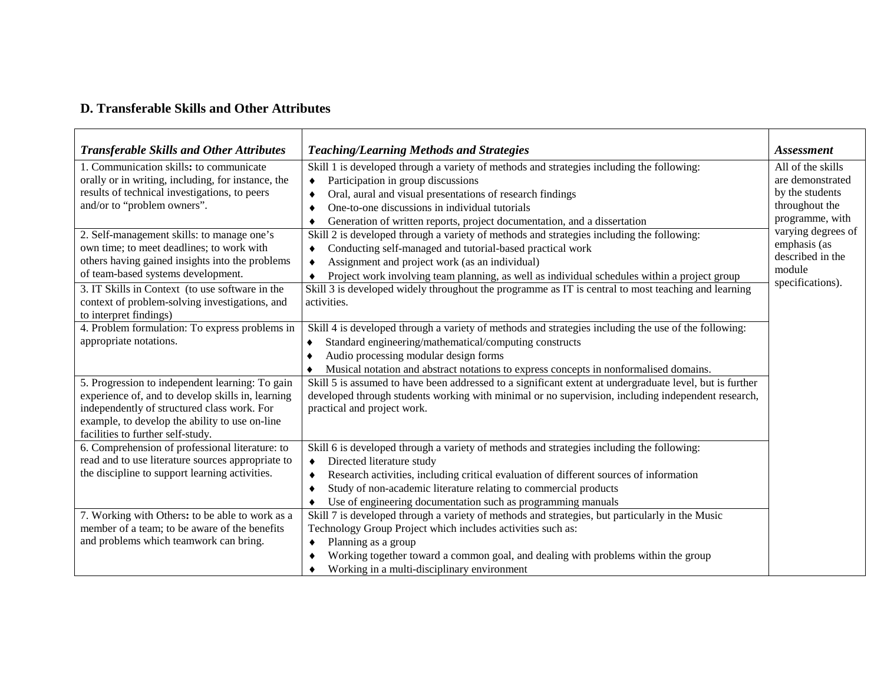### D. Transferable Skills and Other Attributes

| *Transferable Skills and Other Attributes* | *Teaching/Learning Methods and Strategies* | *Assessment* |
|---|---|---|
| 1. Communication skills**:** to communicate orally or in writing, including, for instance, the results of technical investigations, to peers and/or to "problem owners". | Skill 1 is developed through a variety of methods and strategies including the following:<br>♦ Participation in group discussions<br>♦ Oral, aural and visual presentations of research findings<br>♦ One-to-one discussions in individual tutorials<br>♦ Generation of written reports, project documentation, and a dissertation | All of the skills are demonstrated by the students throughout the programme, with varying degrees of emphasis (as described in the module specifications). |
| 2. Self-management skills: to manage one's own time; to meet deadlines; to work with others having gained insights into the problems of team-based systems development. | Skill 2 is developed through a variety of methods and strategies including the following:<br>♦ Conducting self-managed and tutorial-based practical work<br>♦ Assignment and project work (as an individual)<br>♦ Project work involving team planning, as well as individual schedules within a project group | |
| 3. IT Skills in Context (to use software in the context of problem-solving investigations, and to interpret findings) | Skill 3 is developed widely throughout the programme as IT is central to most teaching and learning activities. | |
| 4. Problem formulation: To express problems in appropriate notations. | Skill 4 is developed through a variety of methods and strategies including the use of the following:<br>♦ Standard engineering/mathematical/computing constructs<br>♦ Audio processing modular design forms<br>♦ Musical notation and abstract notations to express concepts in nonformalised domains. | |
| 5. Progression to independent learning: To gain experience of, and to develop skills in, learning independently of structured class work. For example, to develop the ability to use on-line facilities to further self-study. | Skill 5 is assumed to have been addressed to a significant extent at undergraduate level, but is further developed through students working with minimal or no supervision, including independent research, practical and project work. | |
| 6. Comprehension of professional literature: to read and to use literature sources appropriate to the discipline to support learning activities. | Skill 6 is developed through a variety of methods and strategies including the following:<br>♦ Directed literature study<br>♦ Research activities, including critical evaluation of different sources of information<br>♦ Study of non-academic literature relating to commercial products<br>♦ Use of engineering documentation such as programming manuals | |
| 7. Working with Others**:** to be able to work as a member of a team; to be aware of the benefits and problems which teamwork can bring. | Skill 7 is developed through a variety of methods and strategies, but particularly in the Music Technology Group Project which includes activities such as:<br>♦ Planning as a group<br>♦ Working together toward a common goal, and dealing with problems within the group<br>♦ Working in a multi-disciplinary environment | |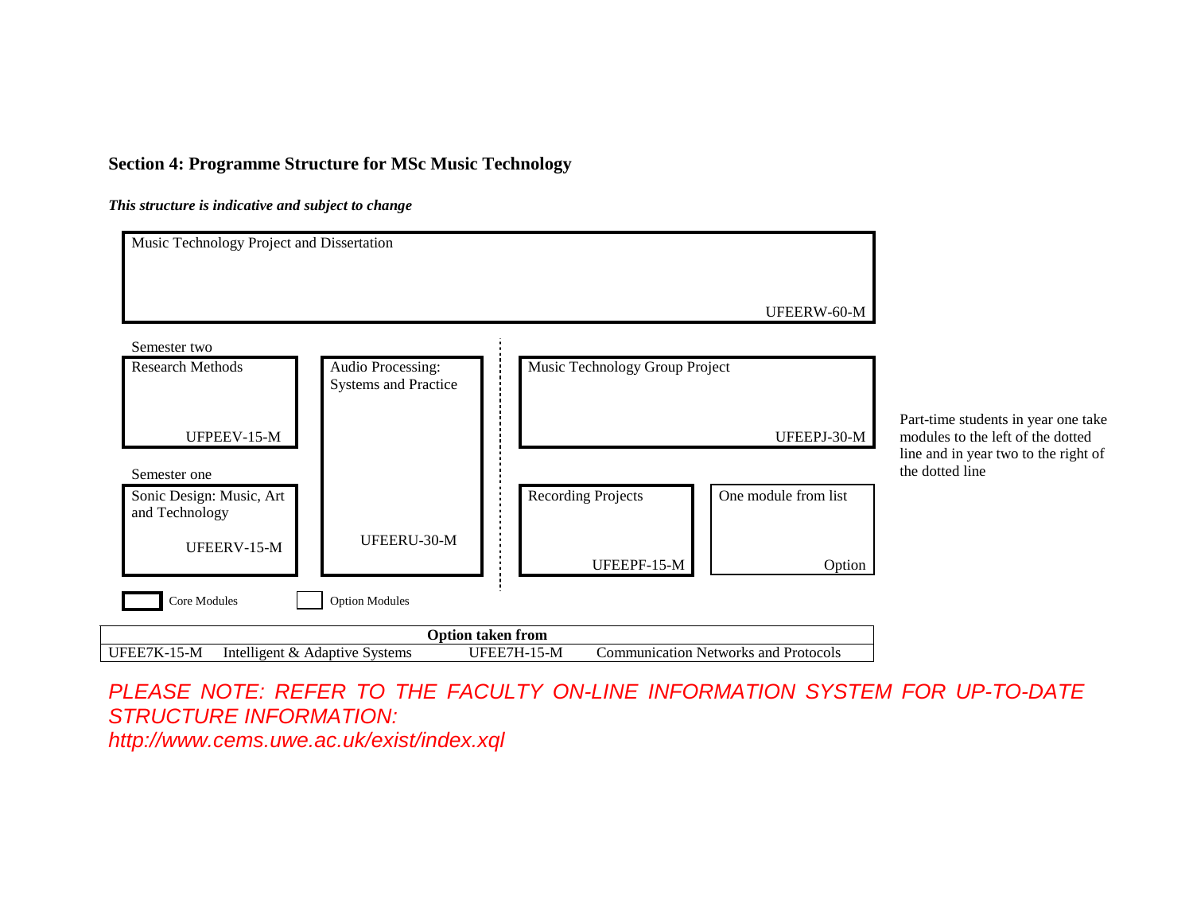### Section 4: Programme Structure for MSc Music Technology

***This structure is indicative and subject to change***

**Music Technology Project and Dissertation** — UFEERW-60-M

| Part-time year one (left of dotted line) | | Part-time year two (right of dotted line) | |
|---|---|---|---|
| **Semester two** | | | |
| Research Methods UFPEEV-15-M | Audio Processing: Systems and Practice UFEERU-30-M | Music Technology Group Project UFEEPJ-30-M | |
| **Semester one** | | | |
| Sonic Design: Music, Art and Technology UFEERV-15-M | | Recording Projects UFEEPF-15-M | One module from list Option |

Part-time students in year one take modules to the left of the dotted line and in year two to the right of the dotted line

Core Modules (thick border) Option Modules (thin border)

| Option taken from | | | |
|---|---|---|---|
| UFEE7K-15-M | Intelligent & Adaptive Systems | UFEE7H-15-M | Communication Networks and Protocols |

*PLEASE NOTE: REFER TO THE FACULTY ON-LINE INFORMATION SYSTEM FOR UP-TO-DATE STRUCTURE INFORMATION:*
*http://www.cems.uwe.ac.uk/exist/index.xql*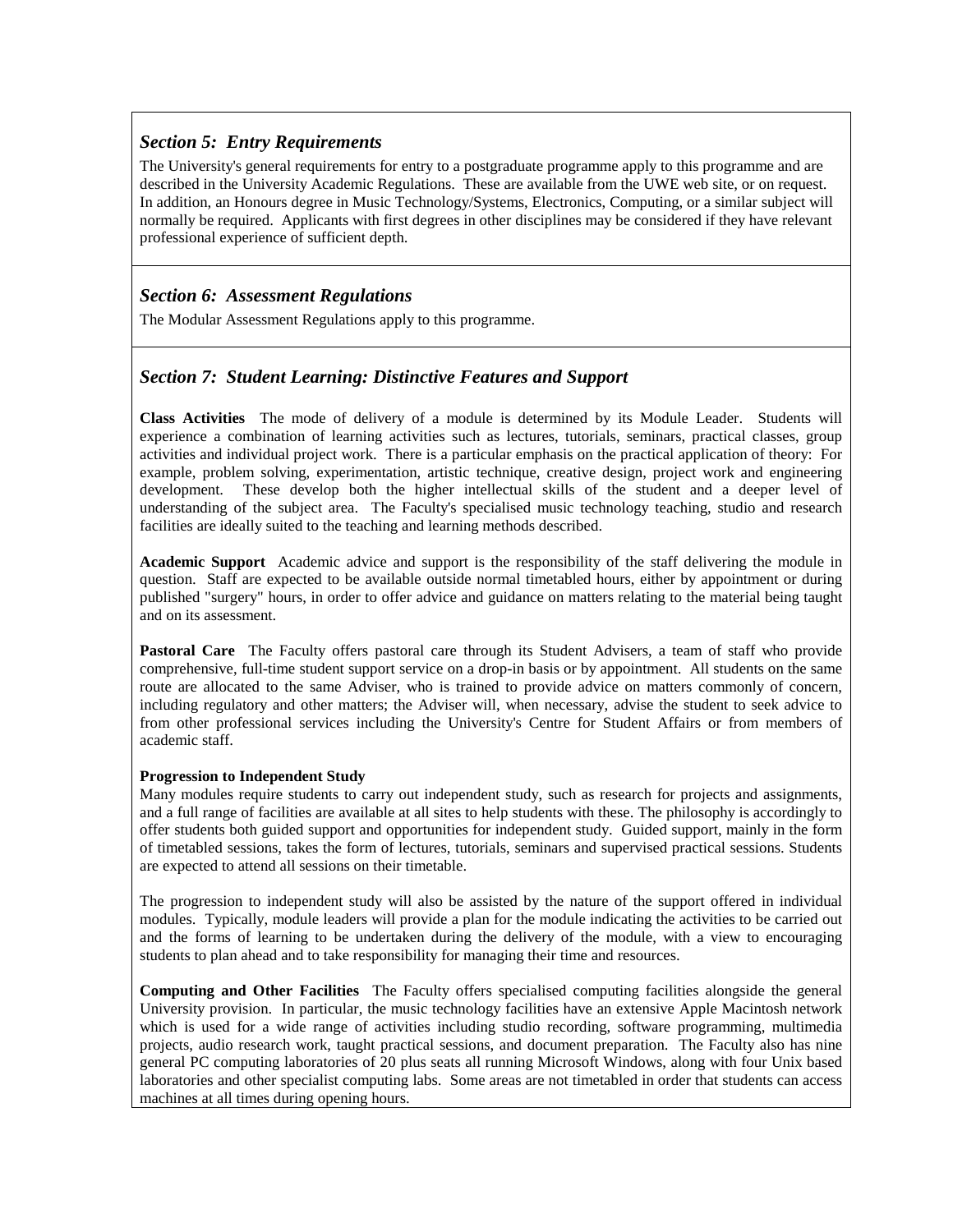### *Section 5: Entry Requirements*

The University's general requirements for entry to a postgraduate programme apply to this programme and are described in the University Academic Regulations. These are available from the UWE web site, or on request. In addition, an Honours degree in Music Technology/Systems, Electronics, Computing, or a similar subject will normally be required. Applicants with first degrees in other disciplines may be considered if they have relevant professional experience of sufficient depth.

### *Section 6: Assessment Regulations*

The Modular Assessment Regulations apply to this programme.

### *Section 7: Student Learning: Distinctive Features and Support*

**Class Activities** The mode of delivery of a module is determined by its Module Leader. Students will experience a combination of learning activities such as lectures, tutorials, seminars, practical classes, group activities and individual project work. There is a particular emphasis on the practical application of theory: For example, problem solving, experimentation, artistic technique, creative design, project work and engineering development. These develop both the higher intellectual skills of the student and a deeper level of understanding of the subject area. The Faculty's specialised music technology teaching, studio and research facilities are ideally suited to the teaching and learning methods described.

**Academic Support** Academic advice and support is the responsibility of the staff delivering the module in question. Staff are expected to be available outside normal timetabled hours, either by appointment or during published "surgery" hours, in order to offer advice and guidance on matters relating to the material being taught and on its assessment.

**Pastoral Care** The Faculty offers pastoral care through its Student Advisers, a team of staff who provide comprehensive, full-time student support service on a drop-in basis or by appointment. All students on the same route are allocated to the same Adviser, who is trained to provide advice on matters commonly of concern, including regulatory and other matters; the Adviser will, when necessary, advise the student to seek advice to from other professional services including the University's Centre for Student Affairs or from members of academic staff.

**Progression to Independent Study**

Many modules require students to carry out independent study, such as research for projects and assignments, and a full range of facilities are available at all sites to help students with these. The philosophy is accordingly to offer students both guided support and opportunities for independent study. Guided support, mainly in the form of timetabled sessions, takes the form of lectures, tutorials, seminars and supervised practical sessions. Students are expected to attend all sessions on their timetable.

The progression to independent study will also be assisted by the nature of the support offered in individual modules. Typically, module leaders will provide a plan for the module indicating the activities to be carried out and the forms of learning to be undertaken during the delivery of the module, with a view to encouraging students to plan ahead and to take responsibility for managing their time and resources.

**Computing and Other Facilities** The Faculty offers specialised computing facilities alongside the general University provision. In particular, the music technology facilities have an extensive Apple Macintosh network which is used for a wide range of activities including studio recording, software programming, multimedia projects, audio research work, taught practical sessions, and document preparation. The Faculty also has nine general PC computing laboratories of 20 plus seats all running Microsoft Windows, along with four Unix based laboratories and other specialist computing labs. Some areas are not timetabled in order that students can access machines at all times during opening hours.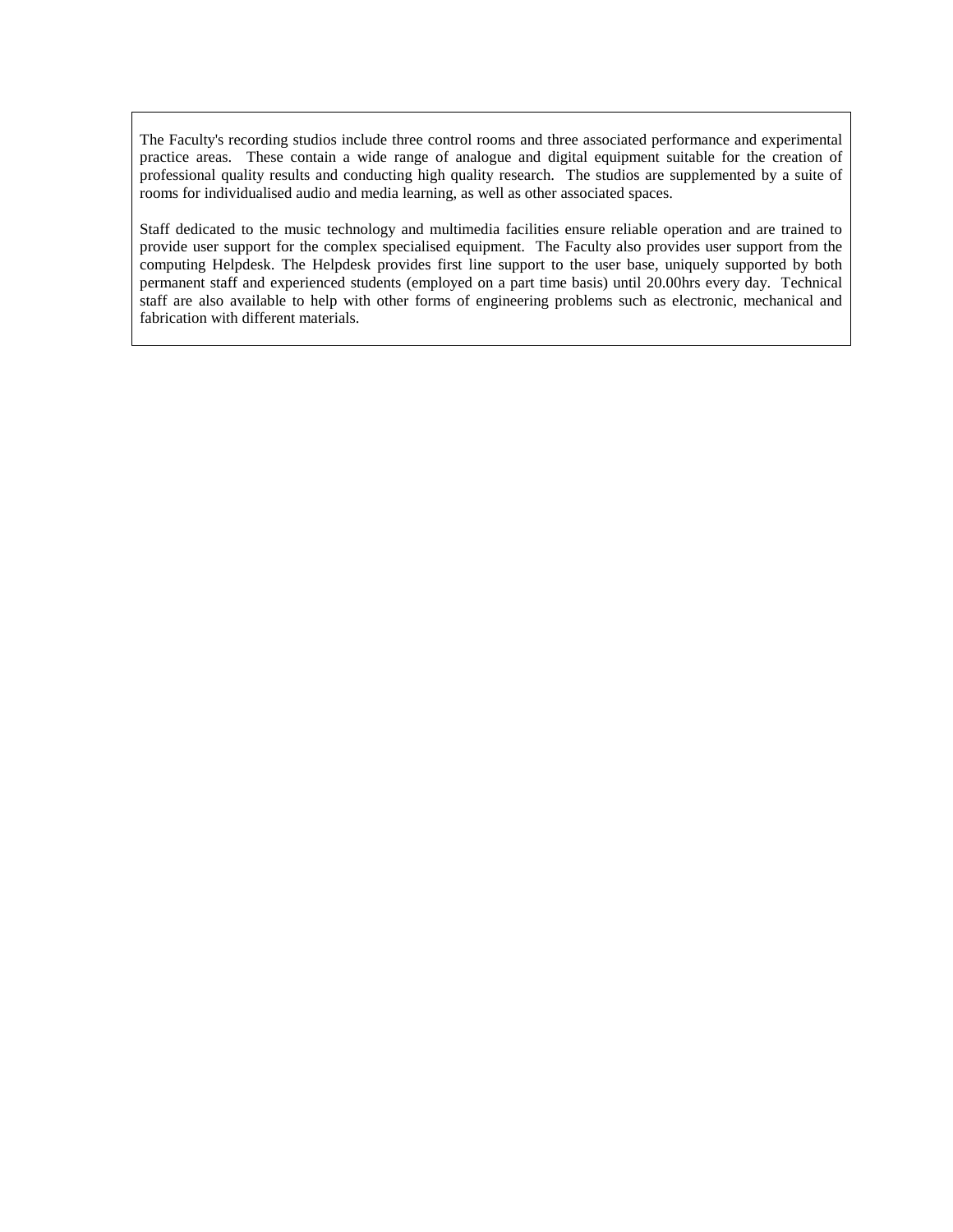The Faculty's recording studios include three control rooms and three associated performance and experimental practice areas. These contain a wide range of analogue and digital equipment suitable for the creation of professional quality results and conducting high quality research. The studios are supplemented by a suite of rooms for individualised audio and media learning, as well as other associated spaces.

Staff dedicated to the music technology and multimedia facilities ensure reliable operation and are trained to provide user support for the complex specialised equipment. The Faculty also provides user support from the computing Helpdesk. The Helpdesk provides first line support to the user base, uniquely supported by both permanent staff and experienced students (employed on a part time basis) until 20.00hrs every day. Technical staff are also available to help with other forms of engineering problems such as electronic, mechanical and fabrication with different materials.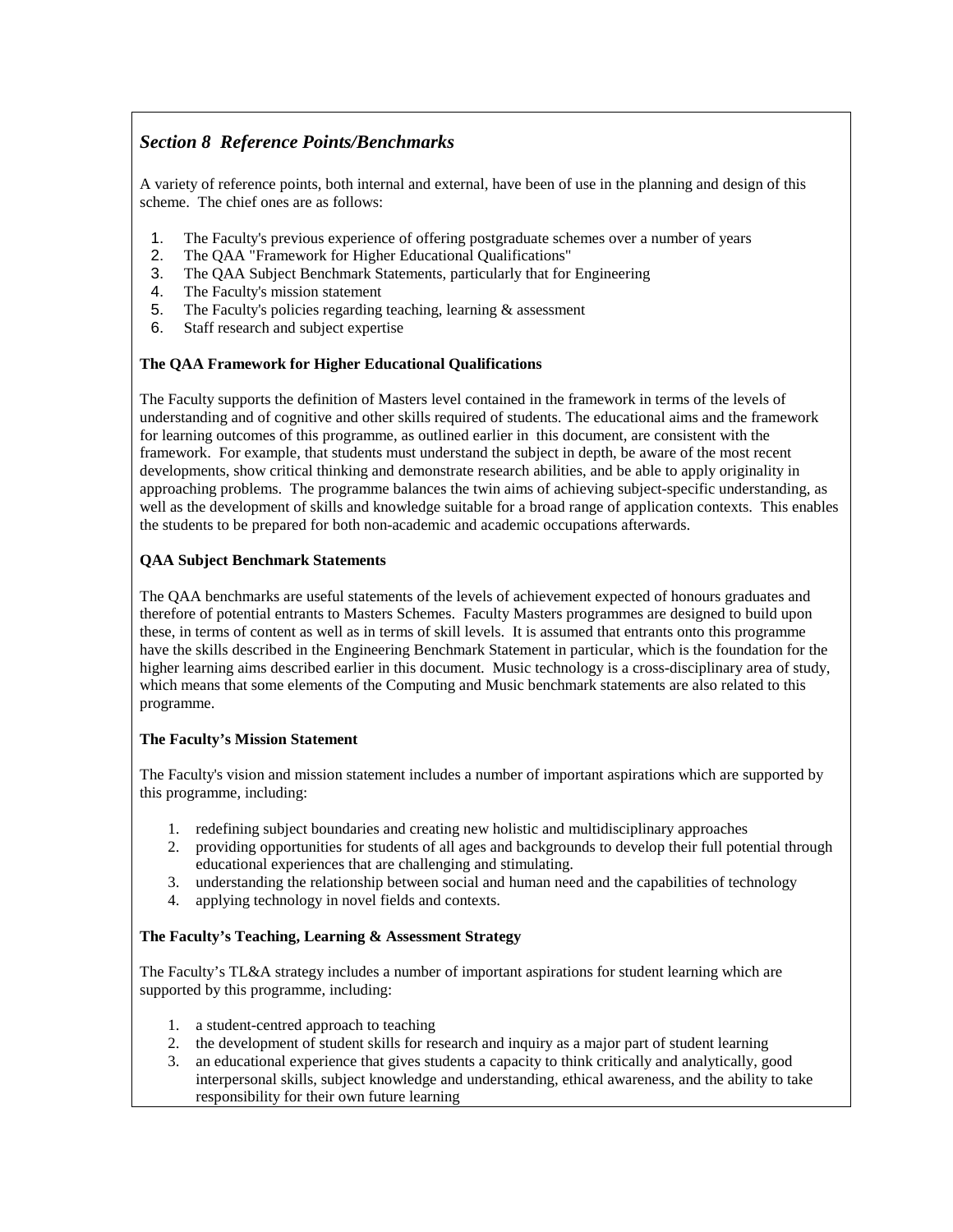## *Section 8 Reference Points/Benchmarks*

A variety of reference points, both internal and external, have been of use in the planning and design of this scheme. The chief ones are as follows:

1. The Faculty's previous experience of offering postgraduate schemes over a number of years
2. The QAA "Framework for Higher Educational Qualifications"
3. The QAA Subject Benchmark Statements, particularly that for Engineering
4. The Faculty's mission statement
5. The Faculty's policies regarding teaching, learning & assessment
6. Staff research and subject expertise

**The QAA Framework for Higher Educational Qualifications**

The Faculty supports the definition of Masters level contained in the framework in terms of the levels of understanding and of cognitive and other skills required of students. The educational aims and the framework for learning outcomes of this programme, as outlined earlier in this document, are consistent with the framework. For example, that students must understand the subject in depth, be aware of the most recent developments, show critical thinking and demonstrate research abilities, and be able to apply originality in approaching problems. The programme balances the twin aims of achieving subject-specific understanding, as well as the development of skills and knowledge suitable for a broad range of application contexts. This enables the students to be prepared for both non-academic and academic occupations afterwards.

**QAA Subject Benchmark Statements**

The QAA benchmarks are useful statements of the levels of achievement expected of honours graduates and therefore of potential entrants to Masters Schemes. Faculty Masters programmes are designed to build upon these, in terms of content as well as in terms of skill levels. It is assumed that entrants onto this programme have the skills described in the Engineering Benchmark Statement in particular, which is the foundation for the higher learning aims described earlier in this document. Music technology is a cross-disciplinary area of study, which means that some elements of the Computing and Music benchmark statements are also related to this programme.

**The Faculty's Mission Statement**

The Faculty's vision and mission statement includes a number of important aspirations which are supported by this programme, including:

1. redefining subject boundaries and creating new holistic and multidisciplinary approaches
2. providing opportunities for students of all ages and backgrounds to develop their full potential through educational experiences that are challenging and stimulating.
3. understanding the relationship between social and human need and the capabilities of technology
4. applying technology in novel fields and contexts.

**The Faculty's Teaching, Learning & Assessment Strategy**

The Faculty's TL&A strategy includes a number of important aspirations for student learning which are supported by this programme, including:

1. a student-centred approach to teaching
2. the development of student skills for research and inquiry as a major part of student learning
3. an educational experience that gives students a capacity to think critically and analytically, good interpersonal skills, subject knowledge and understanding, ethical awareness, and the ability to take responsibility for their own future learning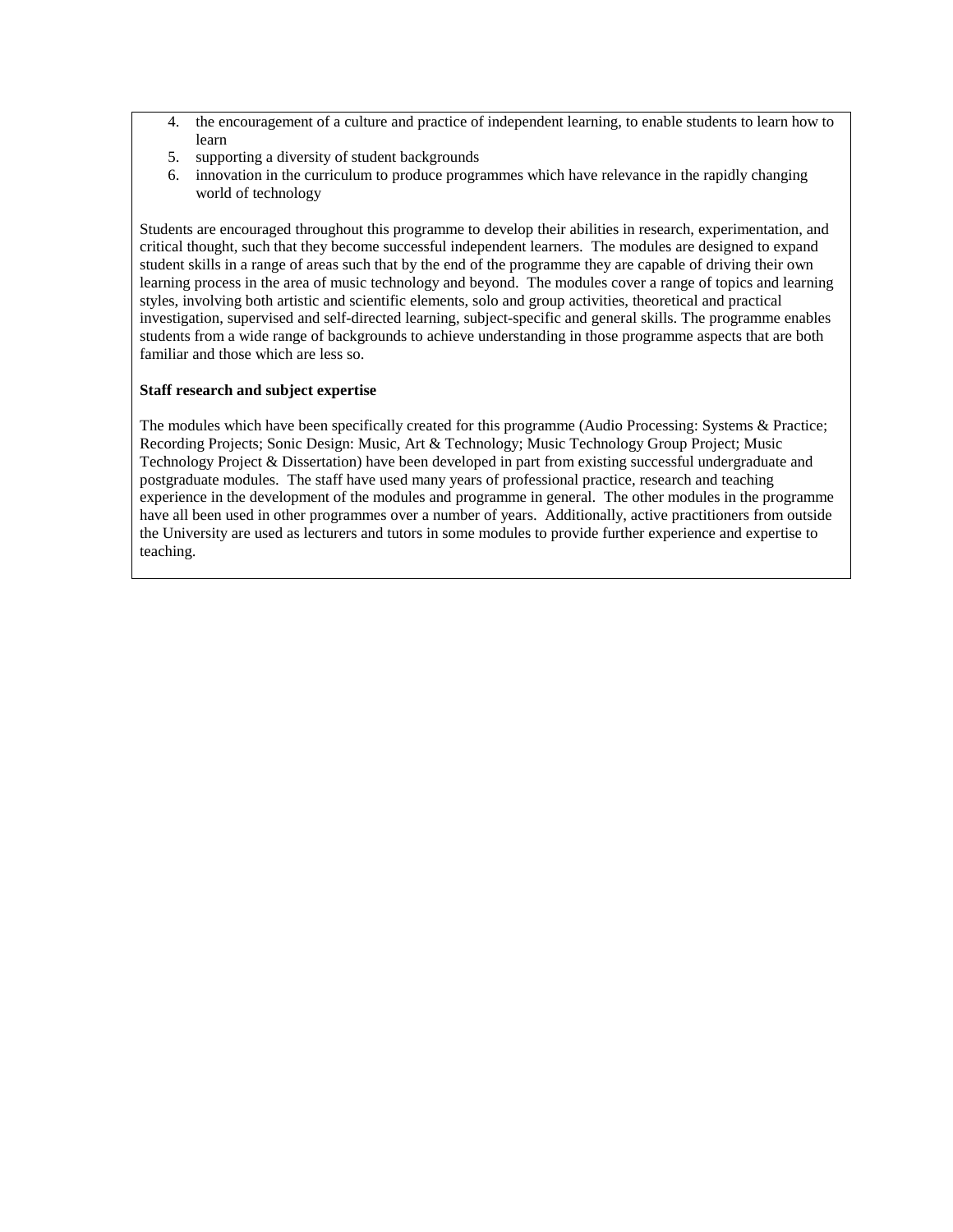4. the encouragement of a culture and practice of independent learning, to enable students to learn how to learn
5. supporting a diversity of student backgrounds
6. innovation in the curriculum to produce programmes which have relevance in the rapidly changing world of technology

Students are encouraged throughout this programme to develop their abilities in research, experimentation, and critical thought, such that they become successful independent learners. The modules are designed to expand student skills in a range of areas such that by the end of the programme they are capable of driving their own learning process in the area of music technology and beyond. The modules cover a range of topics and learning styles, involving both artistic and scientific elements, solo and group activities, theoretical and practical investigation, supervised and self-directed learning, subject-specific and general skills. The programme enables students from a wide range of backgrounds to achieve understanding in those programme aspects that are both familiar and those which are less so.

**Staff research and subject expertise**

The modules which have been specifically created for this programme (Audio Processing: Systems & Practice; Recording Projects; Sonic Design: Music, Art & Technology; Music Technology Group Project; Music Technology Project & Dissertation) have been developed in part from existing successful undergraduate and postgraduate modules. The staff have used many years of professional practice, research and teaching experience in the development of the modules and programme in general. The other modules in the programme have all been used in other programmes over a number of years. Additionally, active practitioners from outside the University are used as lecturers and tutors in some modules to provide further experience and expertise to teaching.